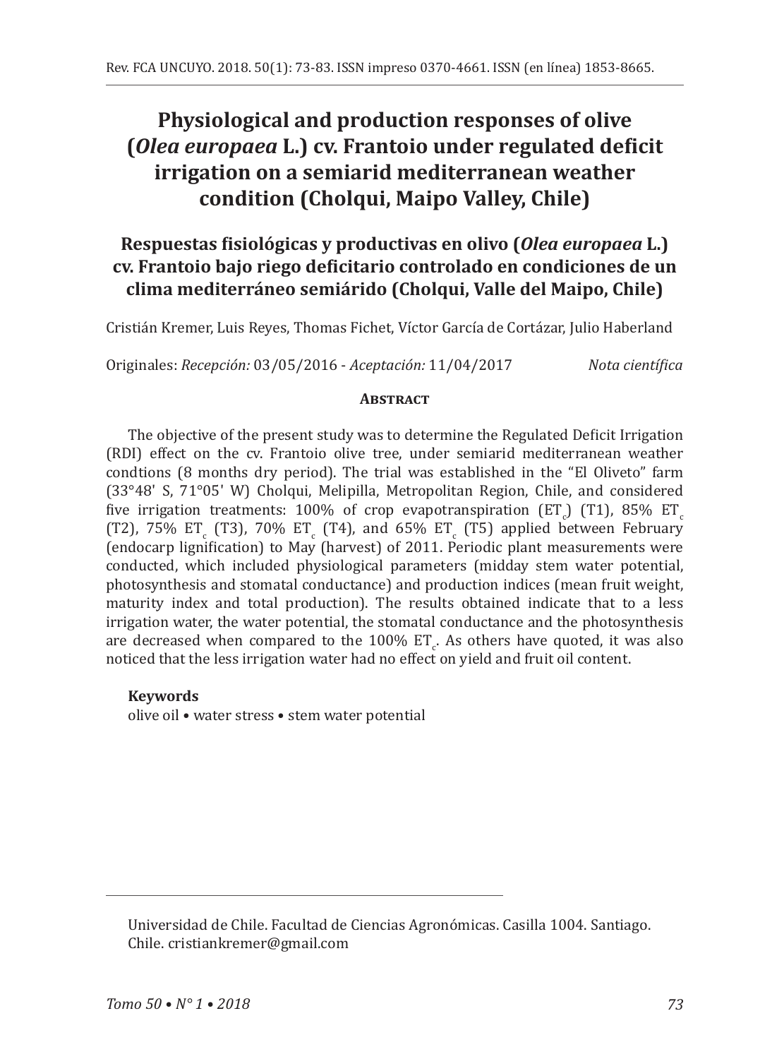# Physiological and production responses of olive (*Olea europaea* L.) cv. Frantoio under regulated deficit irrigation on a semiarid mediterranean weather condition (Cholqui, Maipo Valley, Chile)

## Respuestas fisiológicas y productivas en olivo (*Olea europaea* L.) cv. Frantoio bajo riego deficitario controlado en condiciones de un clima mediterráneo semiárido (Cholqui, Valle del Maipo, Chile)

Cristián Kremer, Luis Reyes, Thomas Fichet, Víctor García de Cortázar, Julio Haberland

Originales: *Recepción:* 03/05/2016 - *Aceptación:* 11/04/2017 *Nota científica*

### Abstract

The objective of the present study was to determine the Regulated Deficit Irrigation (RDI) effect on the cv. Frantoio olive tree, under semiarid mediterranean weather condtions (8 months dry period). The trial was established in the "El Oliveto" farm (33°48' S, 71°05' W) Cholqui, Melipilla, Metropolitan Region, Chile, and considered five irrigation treatments: 100% of crop evapotranspiration ($ET_c$) (T1), 85% $ET_c$ (T2), 75% $ET_c$ (T3), 70% $ET_c$ (T4), and 65% $ET_c$ (T5) applied between February (endocarp lignification) to May (harvest) of 2011. Periodic plant measurements were conducted, which included physiological parameters (midday stem water potential, photosynthesis and stomatal conductance) and production indices (mean fruit weight, maturity index and total production). The results obtained indicate that to a less irrigation water, the water potential, the stomatal conductance and the photosynthesis are decreased when compared to the 100% $ET_c$. As others have quoted, it was also noticed that the less irrigation water had no effect on yield and fruit oil content.

**Keywords**

olive oil • water stress • stem water potential

Universidad de Chile. Facultad de Ciencias Agronómicas. Casilla 1004. Santiago. Chile. cristiankremer@gmail.com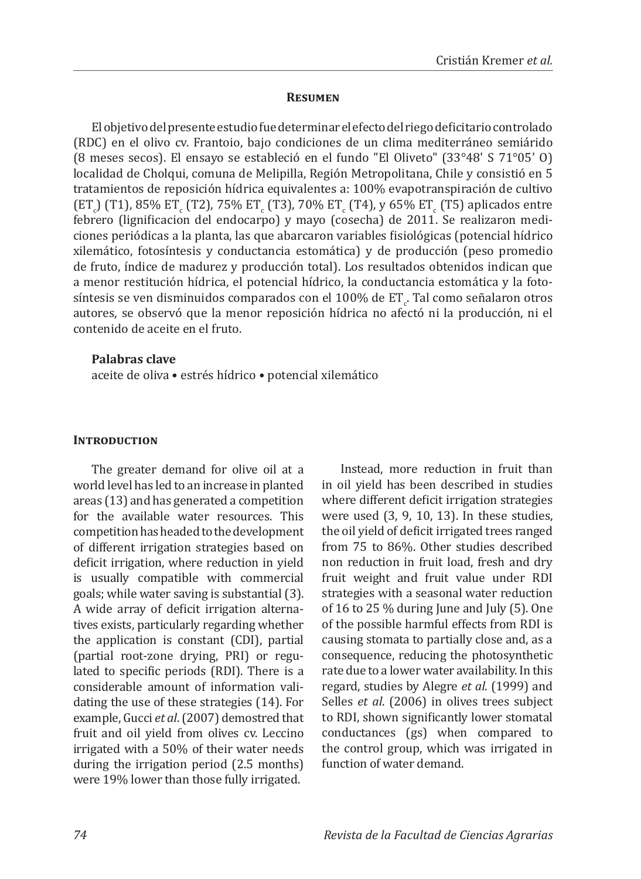## Resumen

El objetivo del presente estudio fue determinar el efecto del riego deficitario controlado (RDC) en el olivo cv. Frantoio, bajo condiciones de un clima mediterráneo semiárido (8 meses secos). El ensayo se estableció en el fundo "El Oliveto" (33°48' S 71°05' O) localidad de Cholqui, comuna de Melipilla, Región Metropolitana, Chile y consistió en 5 tratamientos de reposición hídrica equivalentes a: 100% evapotranspiración de cultivo ($ET_c$) (T1), 85% $ET_c$ (T2), 75% $ET_c$ (T3), 70% $ET_c$ (T4), y 65% $ET_c$ (T5) aplicados entre febrero (lignificacion del endocarpo) y mayo (cosecha) de 2011. Se realizaron mediciones periódicas a la planta, las que abarcaron variables fisiológicas (potencial hídrico xilemático, fotosíntesis y conductancia estomática) y de producción (peso promedio de fruto, índice de madurez y producción total). Los resultados obtenidos indican que a menor restitución hídrica, el potencial hídrico, la conductancia estomática y la fotosíntesis se ven disminuidos comparados con el 100% de $ET_c$. Tal como señalaron otros autores, se observó que la menor reposición hídrica no afectó ni la producción, ni el contenido de aceite en el fruto.

**Palabras clave**

aceite de oliva • estrés hídrico • potencial xilemático

## Introduction

The greater demand for olive oil at a world level has led to an increase in planted areas (13) and has generated a competition for the available water resources. This competition has headed to the development of different irrigation strategies based on deficit irrigation, where reduction in yield is usually compatible with commercial goals; while water saving is substantial (3). A wide array of deficit irrigation alternatives exists, particularly regarding whether the application is constant (CDI), partial (partial root-zone drying, PRI) or regulated to specific periods (RDI). There is a considerable amount of information validating the use of these strategies (14). For example, Gucci *et al*. (2007) demostred that fruit and oil yield from olives cv. Leccino irrigated with a 50% of their water needs during the irrigation period (2.5 months) were 19% lower than those fully irrigated.

Instead, more reduction in fruit than in oil yield has been described in studies where different deficit irrigation strategies were used (3, 9, 10, 13). In these studies, the oil yield of deficit irrigated trees ranged from 75 to 86%. Other studies described non reduction in fruit load, fresh and dry fruit weight and fruit value under RDI strategies with a seasonal water reduction of 16 to 25 % during June and July (5). One of the possible harmful effects from RDI is causing stomata to partially close and, as a consequence, reducing the photosynthetic rate due to a lower water availability. In this regard, studies by Alegre *et al*. (1999) and Selles *et al*. (2006) in olives trees subject to RDI, shown significantly lower stomatal conductances (gs) when compared to the control group, which was irrigated in function of water demand.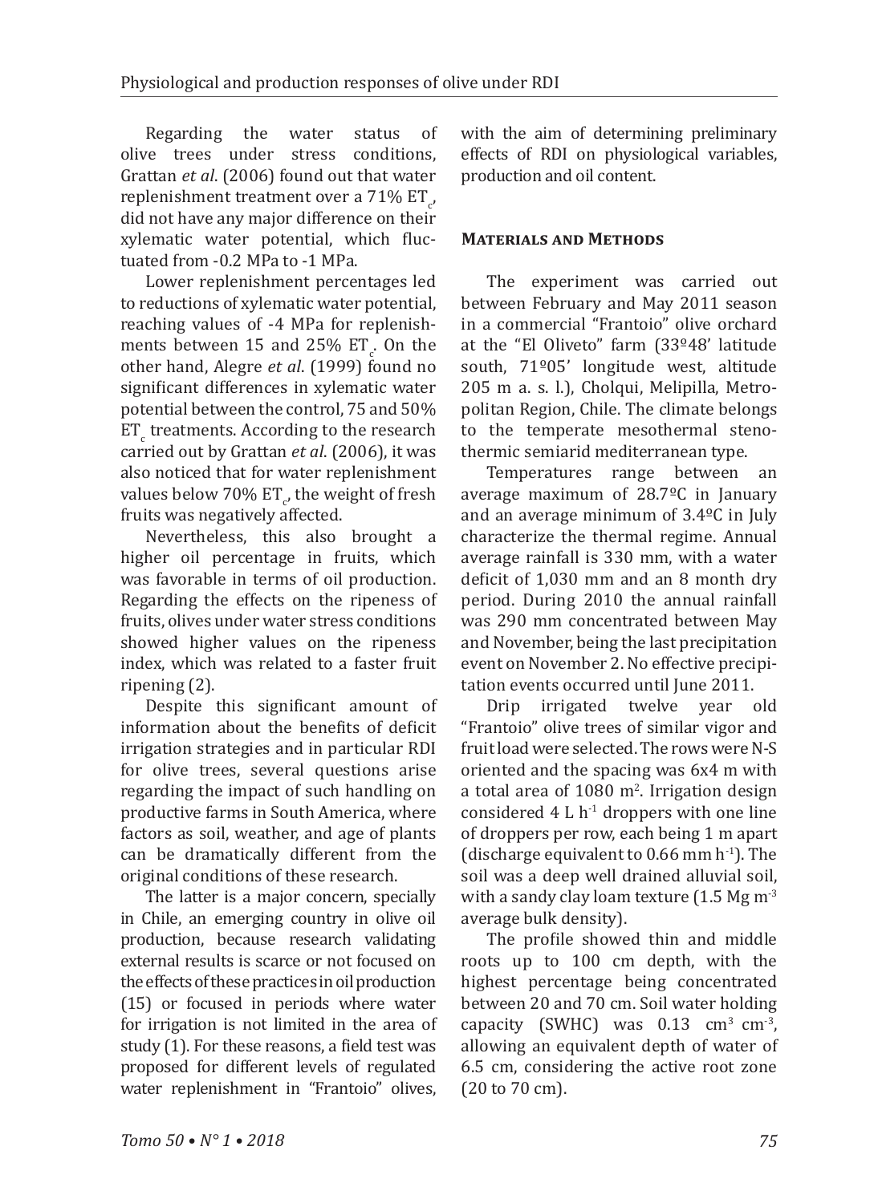Regarding the water status of olive trees under stress conditions, Grattan *et al*. (2006) found out that water replenishment treatment over a 71% $ET_c$, did not have any major difference on their xylematic water potential, which fluctuated from -0.2 MPa to -1 MPa.

Lower replenishment percentages led to reductions of xylematic water potential, reaching values of -4 MPa for replenishments between 15 and 25% $ET_c$. On the other hand, Alegre *et al*. (1999) found no significant differences in xylematic water potential between the control, 75 and 50% $ET_c$ treatments. According to the research carried out by Grattan *et al*. (2006), it was also noticed that for water replenishment values below 70% $ET_c$, the weight of fresh fruits was negatively affected.

Nevertheless, this also brought a higher oil percentage in fruits, which was favorable in terms of oil production. Regarding the effects on the ripeness of fruits, olives under water stress conditions showed higher values on the ripeness index, which was related to a faster fruit ripening (2).

Despite this significant amount of information about the benefits of deficit irrigation strategies and in particular RDI for olive trees, several questions arise regarding the impact of such handling on productive farms in South America, where factors as soil, weather, and age of plants can be dramatically different from the original conditions of these research.

The latter is a major concern, specially in Chile, an emerging country in olive oil production, because research validating external results is scarce or not focused on the effects of these practices in oil production (15) or focused in periods where water for irrigation is not limited in the area of study (1). For these reasons, a field test was proposed for different levels of regulated water replenishment in "Frantoio" olives, with the aim of determining preliminary effects of RDI on physiological variables, production and oil content.

## Materials and Methods

The experiment was carried out between February and May 2011 season in a commercial "Frantoio" olive orchard at the "El Oliveto" farm (33º48' latitude south, 71º05' longitude west, altitude 205 m a. s. l.), Cholqui, Melipilla, Metropolitan Region, Chile. The climate belongs to the temperate mesothermal stenothermic semiarid mediterranean type.

Temperatures range between an average maximum of 28.7ºC in January and an average minimum of 3.4ºC in July characterize the thermal regime. Annual average rainfall is 330 mm, with a water deficit of 1,030 mm and an 8 month dry period. During 2010 the annual rainfall was 290 mm concentrated between May and November, being the last precipitation event on November 2. No effective precipitation events occurred until June 2011.

Drip irrigated twelve year old "Frantoio" olive trees of similar vigor and fruit load were selected. The rows were N-S oriented and the spacing was 6x4 m with a total area of 1080 $m^2$. Irrigation design considered 4 L $h^{-1}$ droppers with one line of droppers per row, each being 1 m apart (discharge equivalent to 0.66 mm $h^{-1}$). The soil was a deep well drained alluvial soil, with a sandy clay loam texture (1.5 Mg $m^{-3}$ average bulk density).

The profile showed thin and middle roots up to 100 cm depth, with the highest percentage being concentrated between 20 and 70 cm. Soil water holding capacity (SWHC) was 0.13 $cm^3$ $cm^{-3}$, allowing an equivalent depth of water of 6.5 cm, considering the active root zone (20 to 70 cm).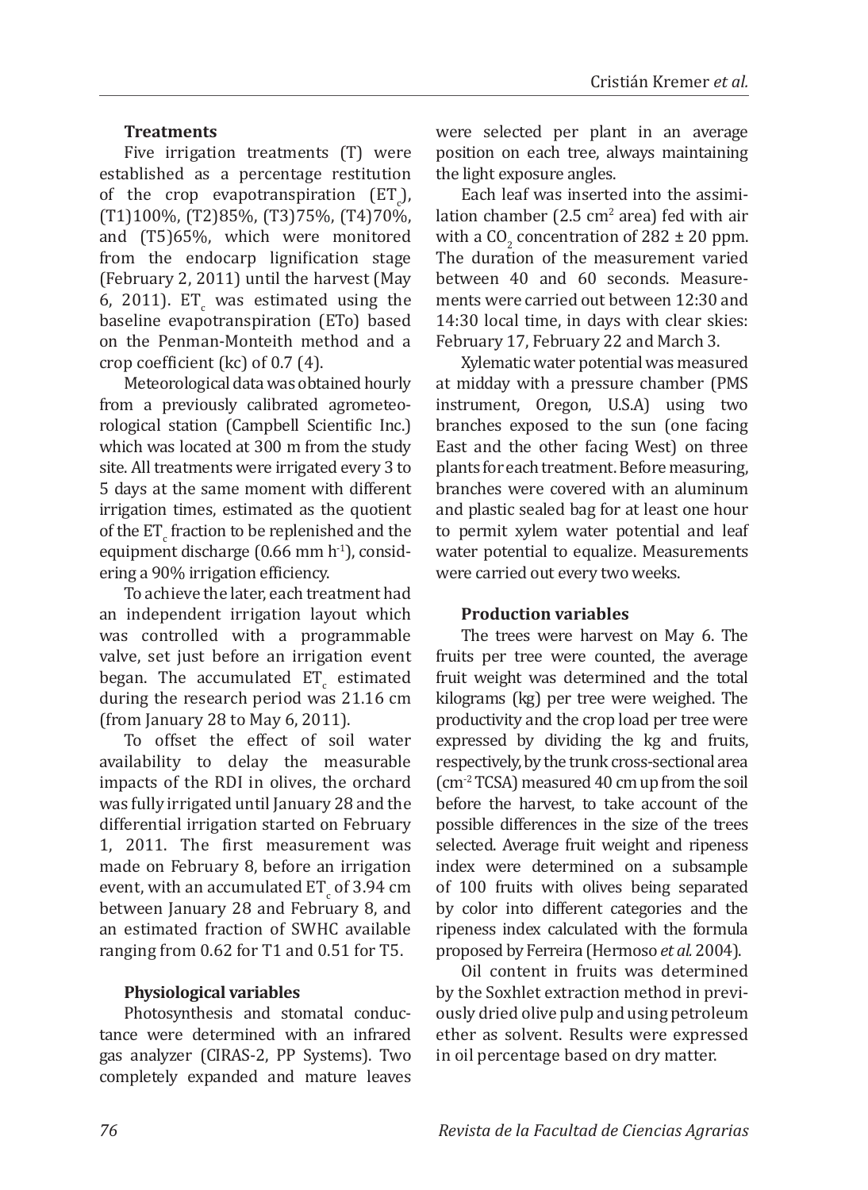### Treatments

Five irrigation treatments (T) were established as a percentage restitution of the crop evapotranspiration ($ET_c$), (T1)100%, (T2)85%, (T3)75%, (T4)70%, and (T5)65%, which were monitored from the endocarp lignification stage (February 2, 2011) until the harvest (May 6, 2011). $ET_c$ was estimated using the baseline evapotranspiration (ETo) based on the Penman-Monteith method and a crop coefficient (kc) of 0.7 (4).

Meteorological data was obtained hourly from a previously calibrated agrometeorological station (Campbell Scientific Inc.) which was located at 300 m from the study site. All treatments were irrigated every 3 to 5 days at the same moment with different irrigation times, estimated as the quotient of the $ET_c$ fraction to be replenished and the equipment discharge (0.66 mm $h^{-1}$), considering a 90% irrigation efficiency.

To achieve the later, each treatment had an independent irrigation layout which was controlled with a programmable valve, set just before an irrigation event began. The accumulated $ET_c$ estimated during the research period was 21.16 cm (from January 28 to May 6, 2011).

To offset the effect of soil water availability to delay the measurable impacts of the RDI in olives, the orchard was fully irrigated until January 28 and the differential irrigation started on February 1, 2011. The first measurement was made on February 8, before an irrigation event, with an accumulated $ET_c$ of 3.94 cm between January 28 and February 8, and an estimated fraction of SWHC available ranging from 0.62 for T1 and 0.51 for T5.

### Physiological variables

Photosynthesis and stomatal conductance were determined with an infrared gas analyzer (CIRAS-2, PP Systems). Two completely expanded and mature leaves were selected per plant in an average position on each tree, always maintaining the light exposure angles.

Each leaf was inserted into the assimilation chamber (2.5 $cm^2$ area) fed with air with a $CO_2$ concentration of 282 ± 20 ppm. The duration of the measurement varied between 40 and 60 seconds. Measurements were carried out between 12:30 and 14:30 local time, in days with clear skies: February 17, February 22 and March 3.

Xylematic water potential was measured at midday with a pressure chamber (PMS instrument, Oregon, U.S.A) using two branches exposed to the sun (one facing East and the other facing West) on three plants for each treatment. Before measuring, branches were covered with an aluminum and plastic sealed bag for at least one hour to permit xylem water potential and leaf water potential to equalize. Measurements were carried out every two weeks.

### Production variables

The trees were harvest on May 6. The fruits per tree were counted, the average fruit weight was determined and the total kilograms (kg) per tree were weighed. The productivity and the crop load per tree were expressed by dividing the kg and fruits, respectively, by the trunk cross-sectional area ($cm^{-2}$ TCSA) measured 40 cm up from the soil before the harvest, to take account of the possible differences in the size of the trees selected. Average fruit weight and ripeness index were determined on a subsample of 100 fruits with olives being separated by color into different categories and the ripeness index calculated with the formula proposed by Ferreira (Hermoso *et al.* 2004).

Oil content in fruits was determined by the Soxhlet extraction method in previously dried olive pulp and using petroleum ether as solvent. Results were expressed in oil percentage based on dry matter.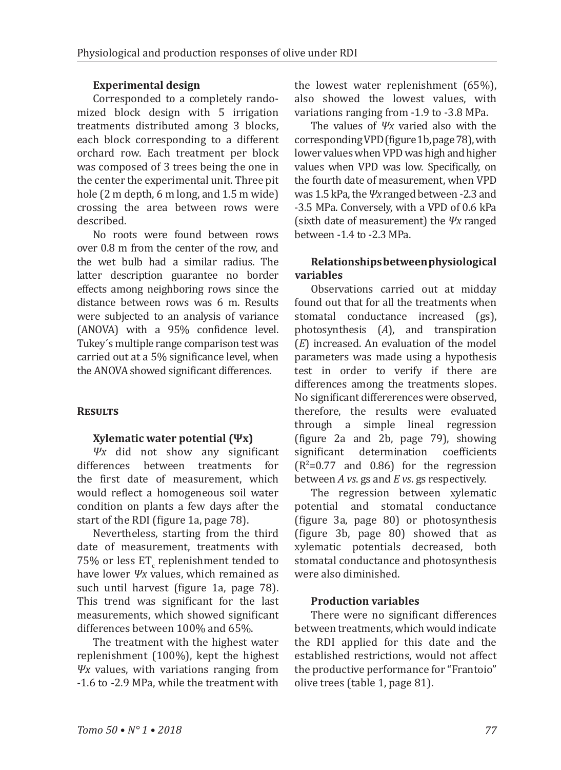### Experimental design

Corresponded to a completely randomized block design with 5 irrigation treatments distributed among 3 blocks, each block corresponding to a different orchard row. Each treatment per block was composed of 3 trees being the one in the center the experimental unit. Three pit hole (2 m depth, 6 m long, and 1.5 m wide) crossing the area between rows were described.

No roots were found between rows over 0.8 m from the center of the row, and the wet bulb had a similar radius. The latter description guarantee no border effects among neighboring rows since the distance between rows was 6 m. Results were subjected to an analysis of variance (ANOVA) with a 95% confidence level. Tukey´s multiple range comparison test was carried out at a 5% significance level, when the ANOVA showed significant differences.

## Results

### Xylematic water potential (Ψx)

*Ψx* did not show any significant differences between treatments for the first date of measurement, which would reflect a homogeneous soil water condition on plants a few days after the start of the RDI (figure 1a, page 78).

Nevertheless, starting from the third date of measurement, treatments with 75% or less $ET_c$ replenishment tended to have lower *Ψx* values, which remained as such until harvest (figure 1a, page 78). This trend was significant for the last measurements, which showed significant differences between 100% and 65%.

The treatment with the highest water replenishment (100%), kept the highest *Ψx* values, with variations ranging from -1.6 to -2.9 MPa, while the treatment with the lowest water replenishment (65%), also showed the lowest values, with variations ranging from -1.9 to -3.8 MPa.

The values of *Ψx* varied also with the corresponding VPD (figure 1b, page 78), with lower values when VPD was high and higher values when VPD was low. Specifically, on the fourth date of measurement, when VPD was 1.5 kPa, the *Ψx* ranged between -2.3 and -3.5 MPa. Conversely, with a VPD of 0.6 kPa (sixth date of measurement) the *Ψx* ranged between -1.4 to -2.3 MPa.

### Relationships between physiological variables

Observations carried out at midday found out that for all the treatments when stomatal conductance increased (gs), photosynthesis (*A*), and transpiration (*E*) increased. An evaluation of the model parameters was made using a hypothesis test in order to verify if there are differences among the treatments slopes. No significant differerences were observed, therefore, the results were evaluated through a simple lineal regression (figure 2a and 2b, page 79), showing significant determination coefficients ($R^2$=0.77 and 0.86) for the regression between *A vs*. gs and *E vs*. gs respectively.

The regression between xylematic potential and stomatal conductance (figure 3a, page 80) or photosynthesis (figure 3b, page 80) showed that as xylematic potentials decreased, both stomatal conductance and photosynthesis were also diminished.

### Production variables

There were no significant differences between treatments, which would indicate the RDI applied for this date and the established restrictions, would not affect the productive performance for "Frantoio" olive trees (table 1, page 81).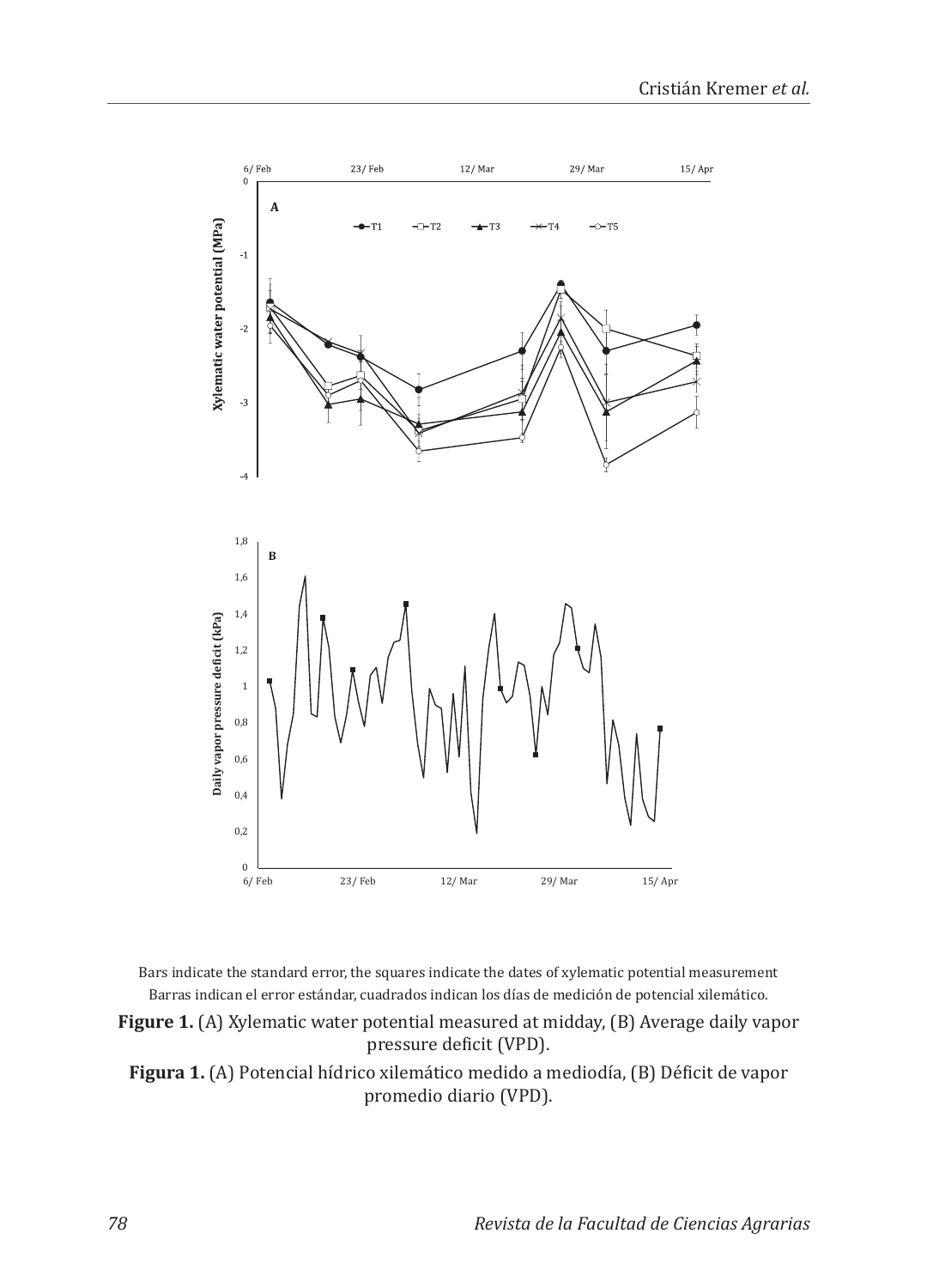Bars indicate the standard error, the squares indicate the dates of xylematic potential measurement

Barras indican el error estándar, cuadrados indican los días de medición de potencial xilemático.

**Figure 1.** (A) Xylematic water potential measured at midday, (B) Average daily vapor pressure deficit (VPD).

**Figura 1.** (A) Potencial hídrico xilemático medido a mediodía, (B) Déficit de vapor promedio diario (VPD).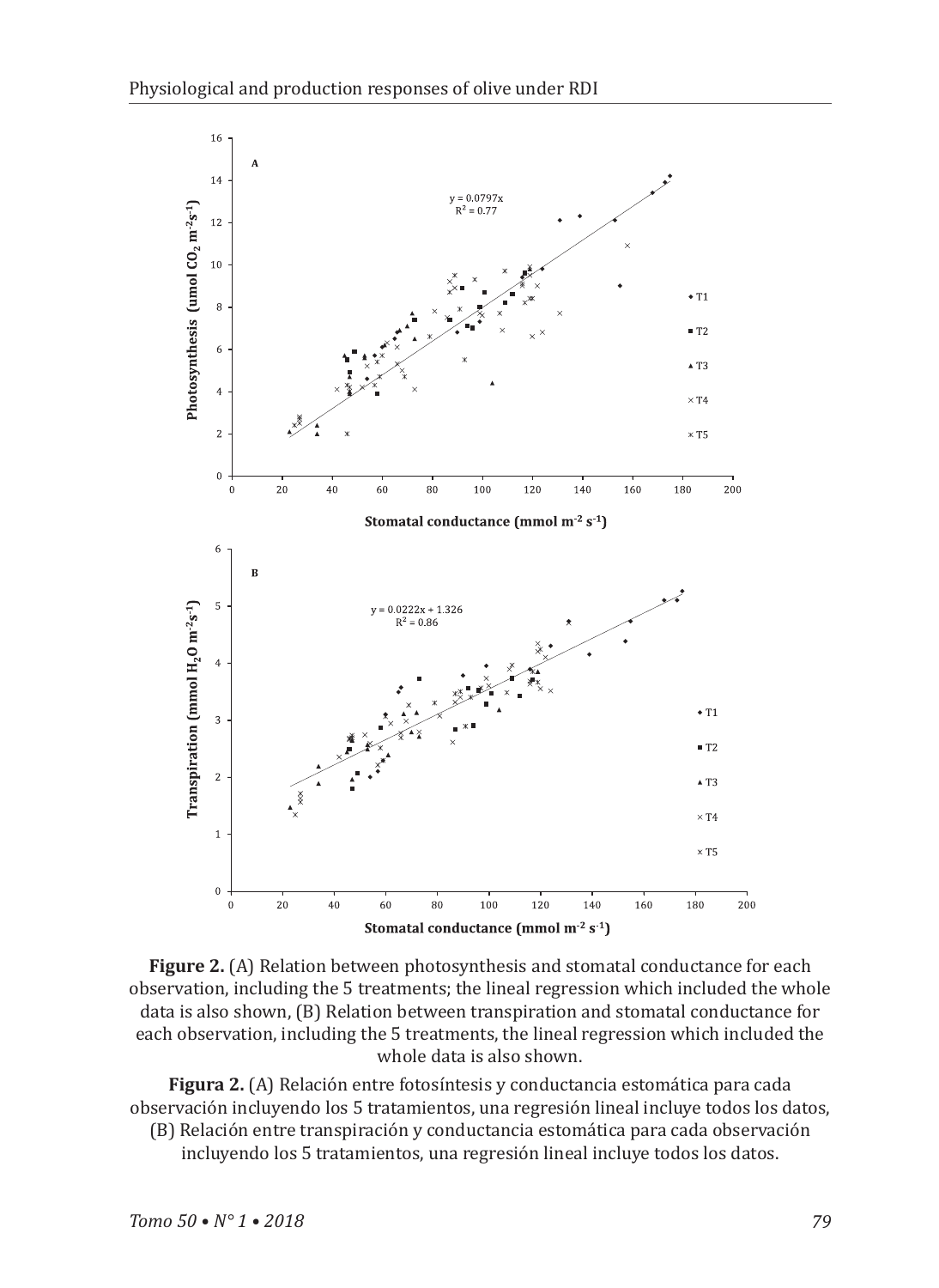**Figure 2.** (A) Relation between photosynthesis and stomatal conductance for each observation, including the 5 treatments; the lineal regression which included the whole data is also shown, (B) Relation between transpiration and stomatal conductance for each observation, including the 5 treatments, the lineal regression which included the whole data is also shown.

**Figura 2.** (A) Relación entre fotosíntesis y conductancia estomática para cada observación incluyendo los 5 tratamientos, una regresión lineal incluye todos los datos, (B) Relación entre transpiración y conductancia estomática para cada observación incluyendo los 5 tratamientos, una regresión lineal incluye todos los datos.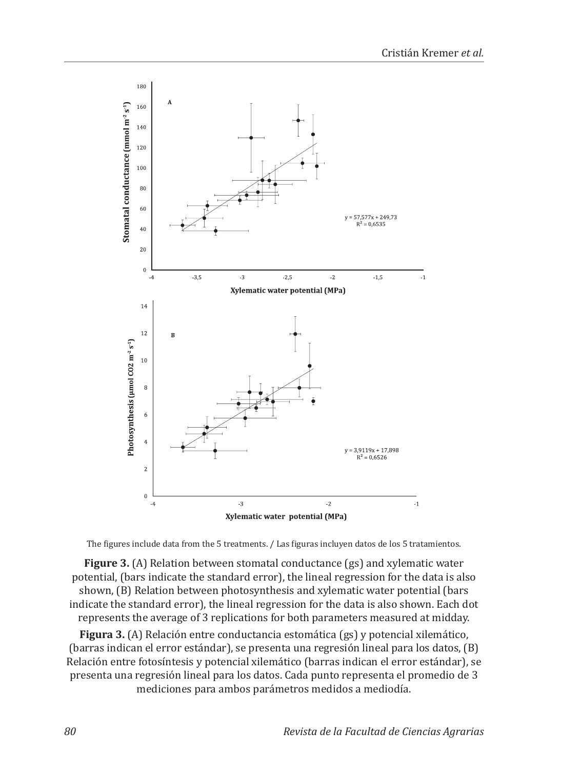The figures include data from the 5 treatments. / Las figuras incluyen datos de los 5 tratamientos.

**Figure 3.** (A) Relation between stomatal conductance (gs) and xylematic water potential, (bars indicate the standard error), the lineal regression for the data is also shown, (B) Relation between photosynthesis and xylematic water potential (bars indicate the standard error), the lineal regression for the data is also shown. Each dot represents the average of 3 replications for both parameters measured at midday.

**Figura 3.** (A) Relación entre conductancia estomática (gs) y potencial xilemático, (barras indican el error estándar), se presenta una regresión lineal para los datos, (B) Relación entre fotosíntesis y potencial xilemático (barras indican el error estándar), se presenta una regresión lineal para los datos. Cada punto representa el promedio de 3 mediciones para ambos parámetros medidos a mediodía.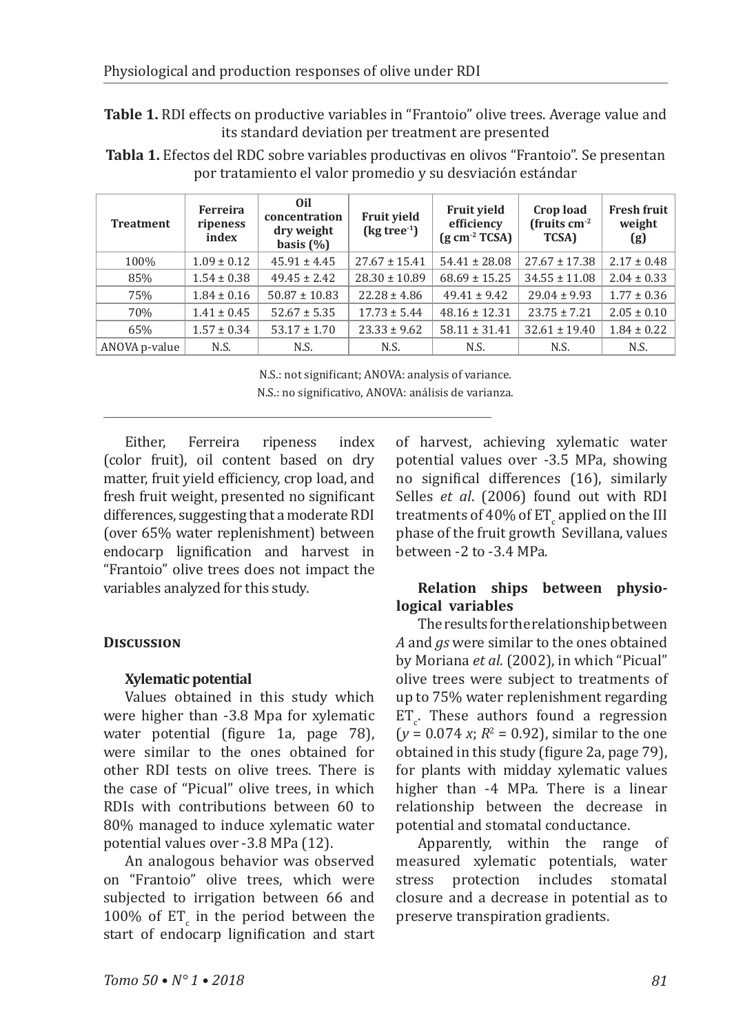**Table 1.** RDI effects on productive variables in "Frantoio" olive trees. Average value and its standard deviation per treatment are presented

**Tabla 1.** Efectos del RDC sobre variables productivas en olivos "Frantoio". Se presentan por tratamiento el valor promedio y su desviación estándar

| Treatment | Ferreira ripeness index | Oil concentration dry weight basis (%) | Fruit yield (kg tree$^{-1}$) | Fruit yield efficiency (g cm$^{-2}$ TCSA) | Crop load (fruits cm$^{-2}$ TCSA) | Fresh fruit weight (g) |
|---|---|---|---|---|---|---|
| 100% | 1.09 ± 0.12 | 45.91 ± 4.45 | 27.67 ± 15.41 | 54.41 ± 28.08 | 27.67 ± 17.38 | 2.17 ± 0.48 |
| 85% | 1.54 ± 0.38 | 49.45 ± 2.42 | 28.30 ± 10.89 | 68.69 ± 15.25 | 34.55 ± 11.08 | 2.04 ± 0.33 |
| 75% | 1.84 ± 0.16 | 50.87 ± 10.83 | 22.28 ± 4.86 | 49.41 ± 9.42 | 29.04 ± 9.93 | 1.77 ± 0.36 |
| 70% | 1.41 ± 0.45 | 52.67 ± 5.35 | 17.73 ± 5.44 | 48.16 ± 12.31 | 23.75 ± 7.21 | 2.05 ± 0.10 |
| 65% | 1.57 ± 0.34 | 53.17 ± 1.70 | 23.33 ± 9.62 | 58.11 ± 31.41 | 32.61 ± 19.40 | 1.84 ± 0.22 |
| ANOVA p-value | N.S. | N.S. | N.S. | N.S. | N.S. | N.S. |

N.S.: not significant; ANOVA: analysis of variance.
N.S.: no significativo, ANOVA: análisis de varianza.

Either, Ferreira ripeness index (color fruit), oil content based on dry matter, fruit yield efficiency, crop load, and fresh fruit weight, presented no significant differences, suggesting that a moderate RDI (over 65% water replenishment) between endocarp lignification and harvest in "Frantoio" olive trees does not impact the variables analyzed for this study.

## Discussion

### Xylematic potential

Values obtained in this study which were higher than -3.8 Mpa for xylematic water potential (figure 1a, page 78), were similar to the ones obtained for other RDI tests on olive trees. There is the case of "Picual" olive trees, in which RDIs with contributions between 60 to 80% managed to induce xylematic water potential values over -3.8 MPa (12).

An analogous behavior was observed on "Frantoio" olive trees, which were subjected to irrigation between 66 and 100% of $ET_c$ in the period between the start of endocarp lignification and start of harvest, achieving xylematic water potential values over -3.5 MPa, showing no significal differences (16), similarly Selles *et al*. (2006) found out with RDI treatments of 40% of $ET_c$ applied on the III phase of the fruit growth Sevillana, values between -2 to -3.4 MPa.

### Relation ships between physiological variables

The results for the relationship between *A* and *gs* were similar to the ones obtained by Moriana *et al*. (2002), in which "Picual" olive trees were subject to treatments of up to 75% water replenishment regarding $ET_c$. These authors found a regression ($y = 0.074\ x$; $R^2 = 0.92$), similar to the one obtained in this study (figure 2a, page 79), for plants with midday xylematic values higher than -4 MPa. There is a linear relationship between the decrease in potential and stomatal conductance.

Apparently, within the range of measured xylematic potentials, water stress protection includes stomatal closure and a decrease in potential as to preserve transpiration gradients.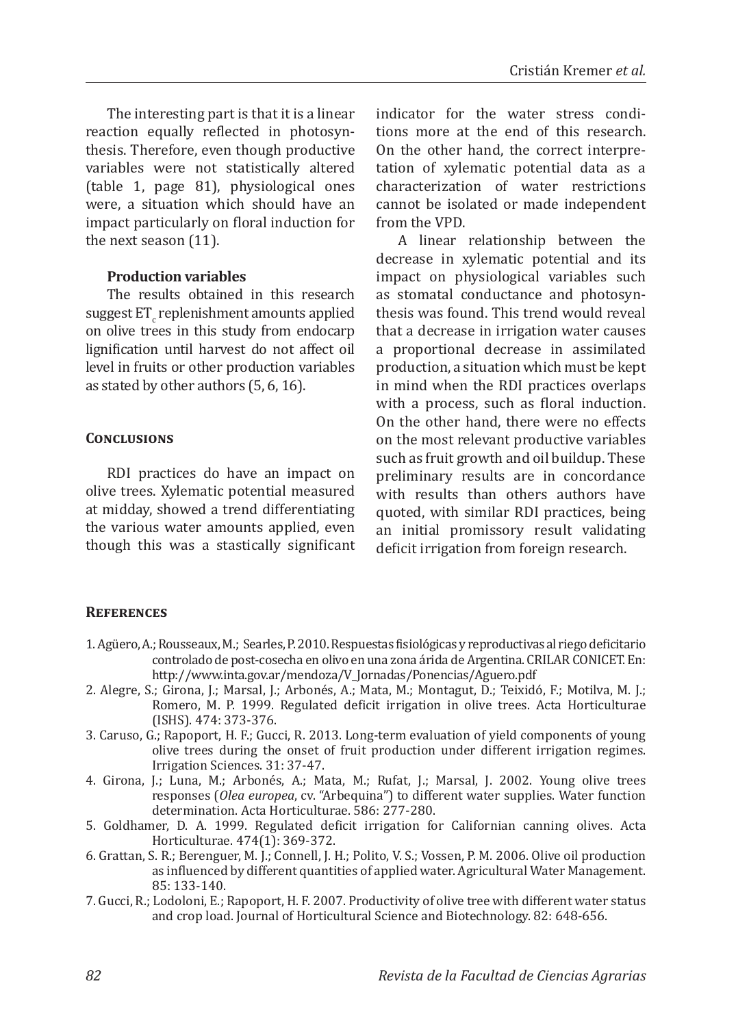The interesting part is that it is a linear reaction equally reflected in photosynthesis. Therefore, even though productive variables were not statistically altered (table 1, page 81), physiological ones were, a situation which should have an impact particularly on floral induction for the next season (11).

### Production variables

The results obtained in this research suggest $ET_c$ replenishment amounts applied on olive trees in this study from endocarp lignification until harvest do not affect oil level in fruits or other production variables as stated by other authors (5, 6, 16).

## Conclusions

RDI practices do have an impact on olive trees. Xylematic potential measured at midday, showed a trend differentiating the various water amounts applied, even though this was a stastically significant indicator for the water stress conditions more at the end of this research. On the other hand, the correct interpretation of xylematic potential data as a characterization of water restrictions cannot be isolated or made independent from the VPD.

A linear relationship between the decrease in xylematic potential and its impact on physiological variables such as stomatal conductance and photosynthesis was found. This trend would reveal that a decrease in irrigation water causes a proportional decrease in assimilated production, a situation which must be kept in mind when the RDI practices overlaps with a process, such as floral induction. On the other hand, there were no effects on the most relevant productive variables such as fruit growth and oil buildup. These preliminary results are in concordance with results than others authors have quoted, with similar RDI practices, being an initial promissory result validating deficit irrigation from foreign research.

## References

1. Agüero, A.; Rousseaux, M.; Searles, P. 2010. Respuestas fisiológicas y reproductivas al riego deficitario controlado de post-cosecha en olivo en una zona árida de Argentina. CRILAR CONICET. En: http://www.inta.gov.ar/mendoza/V_Jornadas/Ponencias/Aguero.pdf
2. Alegre, S.; Girona, J.; Marsal, J.; Arbonés, A.; Mata, M.; Montagut, D.; Teixidó, F.; Motilva, M. J.; Romero, M. P. 1999. Regulated deficit irrigation in olive trees. Acta Horticulturae (ISHS). 474: 373-376.
3. Caruso, G.; Rapoport, H. F.; Gucci, R. 2013. Long-term evaluation of yield components of young olive trees during the onset of fruit production under different irrigation regimes. Irrigation Sciences. 31: 37-47.
4. Girona, J.; Luna, M.; Arbonés, A.; Mata, M.; Rufat, J.; Marsal, J. 2002. Young olive trees responses (*Olea europea*, cv. "Arbequina") to different water supplies. Water function determination. Acta Horticulturae. 586: 277-280.
5. Goldhamer, D. A. 1999. Regulated deficit irrigation for Californian canning olives. Acta Horticulturae. 474(1): 369-372.
6. Grattan, S. R.; Berenguer, M. J.; Connell, J. H.; Polito, V. S.; Vossen, P. M. 2006. Olive oil production as influenced by different quantities of applied water. Agricultural Water Management. 85: 133-140.
7. Gucci, R.; Lodoloni, E.; Rapoport, H. F. 2007. Productivity of olive tree with different water status and crop load. Journal of Horticultural Science and Biotechnology. 82: 648-656.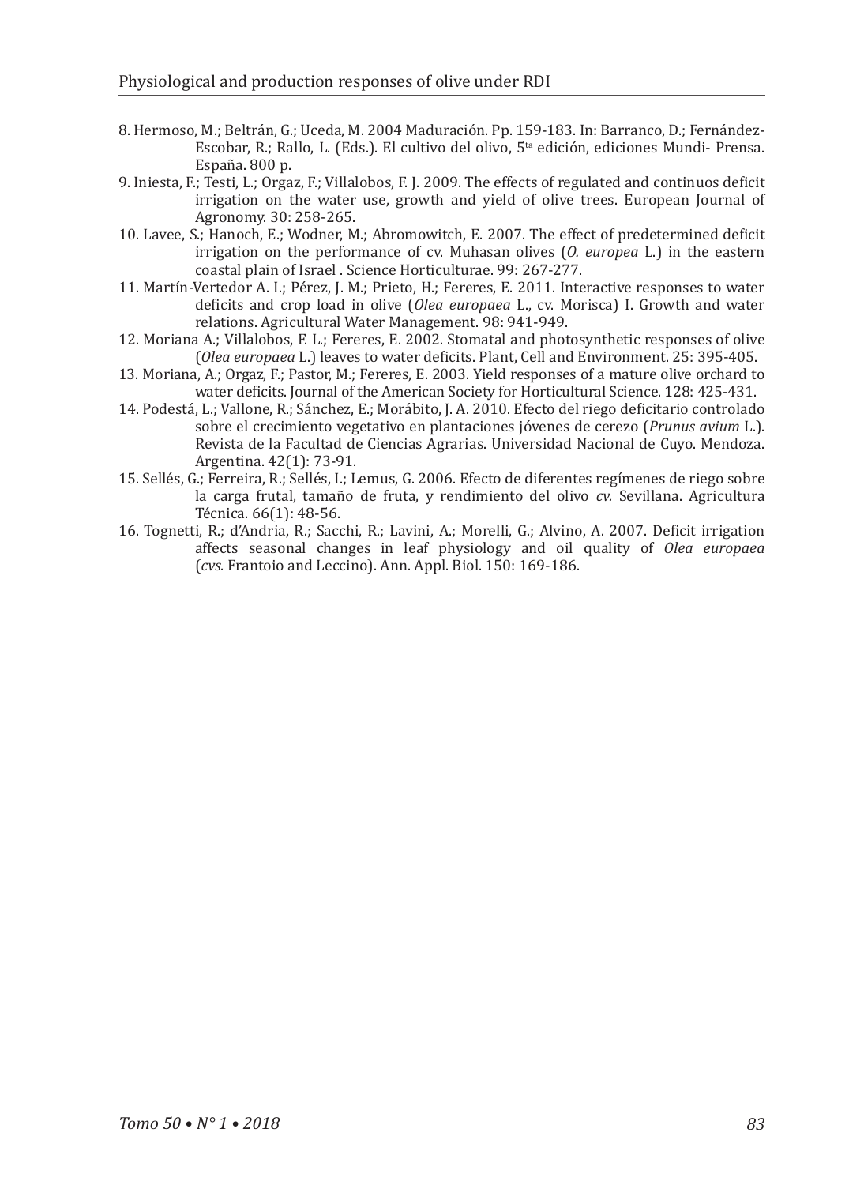8. Hermoso, M.; Beltrán, G.; Uceda, M. 2004 Maduración. Pp. 159-183. In: Barranco, D.; Fernández-Escobar, R.; Rallo, L. (Eds.). El cultivo del olivo, 5[ta] edición, ediciones Mundi- Prensa. España. 800 p.
9. Iniesta, F.; Testi, L.; Orgaz, F.; Villalobos, F. J. 2009. The effects of regulated and continuos deficit irrigation on the water use, growth and yield of olive trees. European Journal of Agronomy. 30: 258-265.
10. Lavee, S.; Hanoch, E.; Wodner, M.; Abromowitch, E. 2007. The effect of predetermined deficit irrigation on the performance of cv. Muhasan olives (*O. europea* L.) in the eastern coastal plain of Israel . Science Horticulturae. 99: 267-277.
11. Martín-Vertedor A. I.; Pérez, J. M.; Prieto, H.; Fereres, E. 2011. Interactive responses to water deficits and crop load in olive (*Olea europaea* L., cv. Morisca) I. Growth and water relations. Agricultural Water Management. 98: 941-949.
12. Moriana A.; Villalobos, F. L.; Fereres, E. 2002. Stomatal and photosynthetic responses of olive (*Olea europaea* L.) leaves to water deficits. Plant, Cell and Environment. 25: 395-405.
13. Moriana, A.; Orgaz, F.; Pastor, M.; Fereres, E. 2003. Yield responses of a mature olive orchard to water deficits. Journal of the American Society for Horticultural Science. 128: 425-431.
14. Podestá, L.; Vallone, R.; Sánchez, E.; Morábito, J. A. 2010. Efecto del riego deficitario controlado sobre el crecimiento vegetativo en plantaciones jóvenes de cerezo (*Prunus avium* L.). Revista de la Facultad de Ciencias Agrarias. Universidad Nacional de Cuyo. Mendoza. Argentina. 42(1): 73-91.
15. Sellés, G.; Ferreira, R.; Sellés, I.; Lemus, G. 2006. Efecto de diferentes regímenes de riego sobre la carga frutal, tamaño de fruta, y rendimiento del olivo *cv.* Sevillana. Agricultura Técnica. 66(1): 48-56.
16. Tognetti, R.; d'Andria, R.; Sacchi, R.; Lavini, A.; Morelli, G.; Alvino, A. 2007. Deficit irrigation affects seasonal changes in leaf physiology and oil quality of *Olea europaea* (*cvs.* Frantoio and Leccino). Ann. Appl. Biol. 150: 169-186.